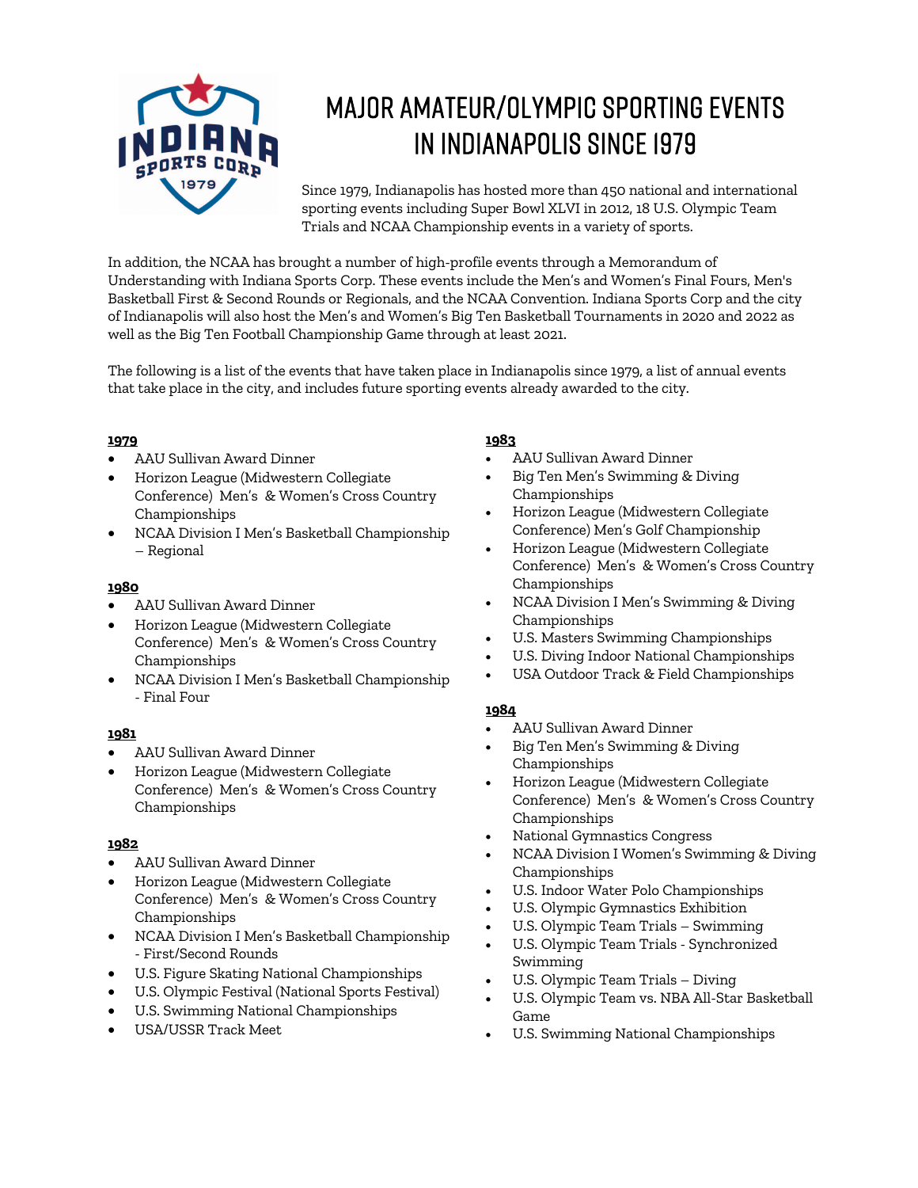# MAJOR AMATEUR/OLYMPIC SPORTING EVENTS IN INDIANAPOLIS SINCE 1979

Since 1979, Indianapolis has hosted more than 450 national and international sporting events including Super Bowl XLVI in 2012, 18 U.S. Olympic Team Trials and NCAA Championship events in a variety of sports.

In addition, the NCAA has brought a number of high-profile events through a Memorandum of Understanding with Indiana Sports Corp. These events include the Men's and Women's Final Fours, Men's Basketball First & Second Rounds or Regionals, and the NCAA Convention. Indiana Sports Corp and the city of Indianapolis will also host the Men's and Women's Big Ten Basketball Tournaments in 2020 and 2022 as well as the Big Ten Football Championship Game through at least 2021.

The following is a list of the events that have taken place in Indianapolis since 1979, a list of annual events that take place in the city, and includes future sporting events already awarded to the city.

**1979**

- AAU Sullivan Award Dinner
- Horizon League (Midwestern Collegiate Conference) Men's & Women's Cross Country Championships
- NCAA Division I Men's Basketball Championship – Regional

**1980**

- AAU Sullivan Award Dinner
- Horizon League (Midwestern Collegiate Conference) Men's & Women's Cross Country Championships
- NCAA Division I Men's Basketball Championship - Final Four

**1981**

- AAU Sullivan Award Dinner
- Horizon League (Midwestern Collegiate Conference) Men's & Women's Cross Country Championships

**1982**

- AAU Sullivan Award Dinner
- Horizon League (Midwestern Collegiate Conference) Men's & Women's Cross Country Championships
- NCAA Division I Men's Basketball Championship - First/Second Rounds
- U.S. Figure Skating National Championships
- U.S. Olympic Festival (National Sports Festival)
- U.S. Swimming National Championships
- USA/USSR Track Meet

**1983**

- AAU Sullivan Award Dinner
- Big Ten Men's Swimming & Diving Championships
- Horizon League (Midwestern Collegiate Conference) Men's Golf Championship
- Horizon League (Midwestern Collegiate Conference) Men's & Women's Cross Country Championships
- NCAA Division I Men's Swimming & Diving Championships
- U.S. Masters Swimming Championships
- U.S. Diving Indoor National Championships
- USA Outdoor Track & Field Championships

**1984**

- AAU Sullivan Award Dinner
- Big Ten Men's Swimming & Diving Championships
- Horizon League (Midwestern Collegiate Conference) Men's & Women's Cross Country Championships
- National Gymnastics Congress
- NCAA Division I Women's Swimming & Diving Championships
- U.S. Indoor Water Polo Championships
- U.S. Olympic Gymnastics Exhibition
- U.S. Olympic Team Trials – Swimming
- U.S. Olympic Team Trials - Synchronized Swimming
- U.S. Olympic Team Trials – Diving
- U.S. Olympic Team vs. NBA All-Star Basketball Game
- U.S. Swimming National Championships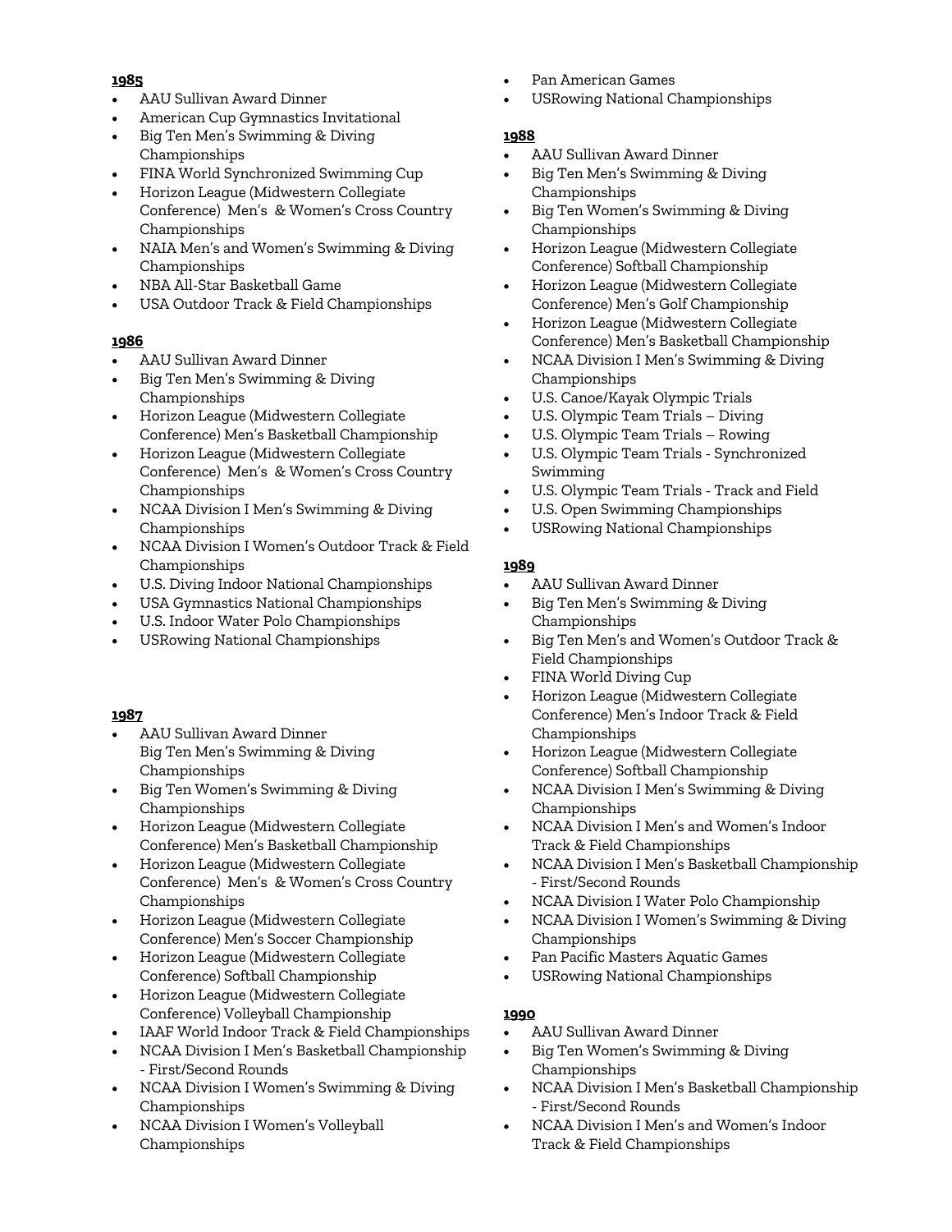**1985**

- AAU Sullivan Award Dinner
- American Cup Gymnastics Invitational
- Big Ten Men's Swimming & Diving Championships
- FINA World Synchronized Swimming Cup
- Horizon League (Midwestern Collegiate Conference) Men's & Women's Cross Country Championships
- NAIA Men's and Women's Swimming & Diving Championships
- NBA All-Star Basketball Game
- USA Outdoor Track & Field Championships

**1986**

- AAU Sullivan Award Dinner
- Big Ten Men's Swimming & Diving Championships
- Horizon League (Midwestern Collegiate Conference) Men's Basketball Championship
- Horizon League (Midwestern Collegiate Conference) Men's & Women's Cross Country Championships
- NCAA Division I Men's Swimming & Diving Championships
- NCAA Division I Women's Outdoor Track & Field Championships
- U.S. Diving Indoor National Championships
- USA Gymnastics National Championships
- U.S. Indoor Water Polo Championships
- USRowing National Championships

**1987**

- AAU Sullivan Award Dinner
  Big Ten Men's Swimming & Diving Championships
- Big Ten Women's Swimming & Diving Championships
- Horizon League (Midwestern Collegiate Conference) Men's Basketball Championship
- Horizon League (Midwestern Collegiate Conference) Men's & Women's Cross Country Championships
- Horizon League (Midwestern Collegiate Conference) Men's Soccer Championship
- Horizon League (Midwestern Collegiate Conference) Softball Championship
- Horizon League (Midwestern Collegiate Conference) Volleyball Championship
- IAAF World Indoor Track & Field Championships
- NCAA Division I Men's Basketball Championship - First/Second Rounds
- NCAA Division I Women's Swimming & Diving Championships
- NCAA Division I Women's Volleyball Championships
- Pan American Games
- USRowing National Championships

**1988**

- AAU Sullivan Award Dinner
- Big Ten Men's Swimming & Diving Championships
- Big Ten Women's Swimming & Diving Championships
- Horizon League (Midwestern Collegiate Conference) Softball Championship
- Horizon League (Midwestern Collegiate Conference) Men's Golf Championship
- Horizon League (Midwestern Collegiate Conference) Men's Basketball Championship
- NCAA Division I Men's Swimming & Diving Championships
- U.S. Canoe/Kayak Olympic Trials
- U.S. Olympic Team Trials – Diving
- U.S. Olympic Team Trials – Rowing
- U.S. Olympic Team Trials - Synchronized Swimming
- U.S. Olympic Team Trials - Track and Field
- U.S. Open Swimming Championships
- USRowing National Championships

**1989**

- AAU Sullivan Award Dinner
- Big Ten Men's Swimming & Diving Championships
- Big Ten Men's and Women's Outdoor Track & Field Championships
- FINA World Diving Cup
- Horizon League (Midwestern Collegiate Conference) Men's Indoor Track & Field Championships
- Horizon League (Midwestern Collegiate Conference) Softball Championship
- NCAA Division I Men's Swimming & Diving Championships
- NCAA Division I Men's and Women's Indoor Track & Field Championships
- NCAA Division I Men's Basketball Championship - First/Second Rounds
- NCAA Division I Water Polo Championship
- NCAA Division I Women's Swimming & Diving Championships
- Pan Pacific Masters Aquatic Games
- USRowing National Championships

**1990**

- AAU Sullivan Award Dinner
- Big Ten Women's Swimming & Diving Championships
- NCAA Division I Men's Basketball Championship - First/Second Rounds
- NCAA Division I Men's and Women's Indoor Track & Field Championships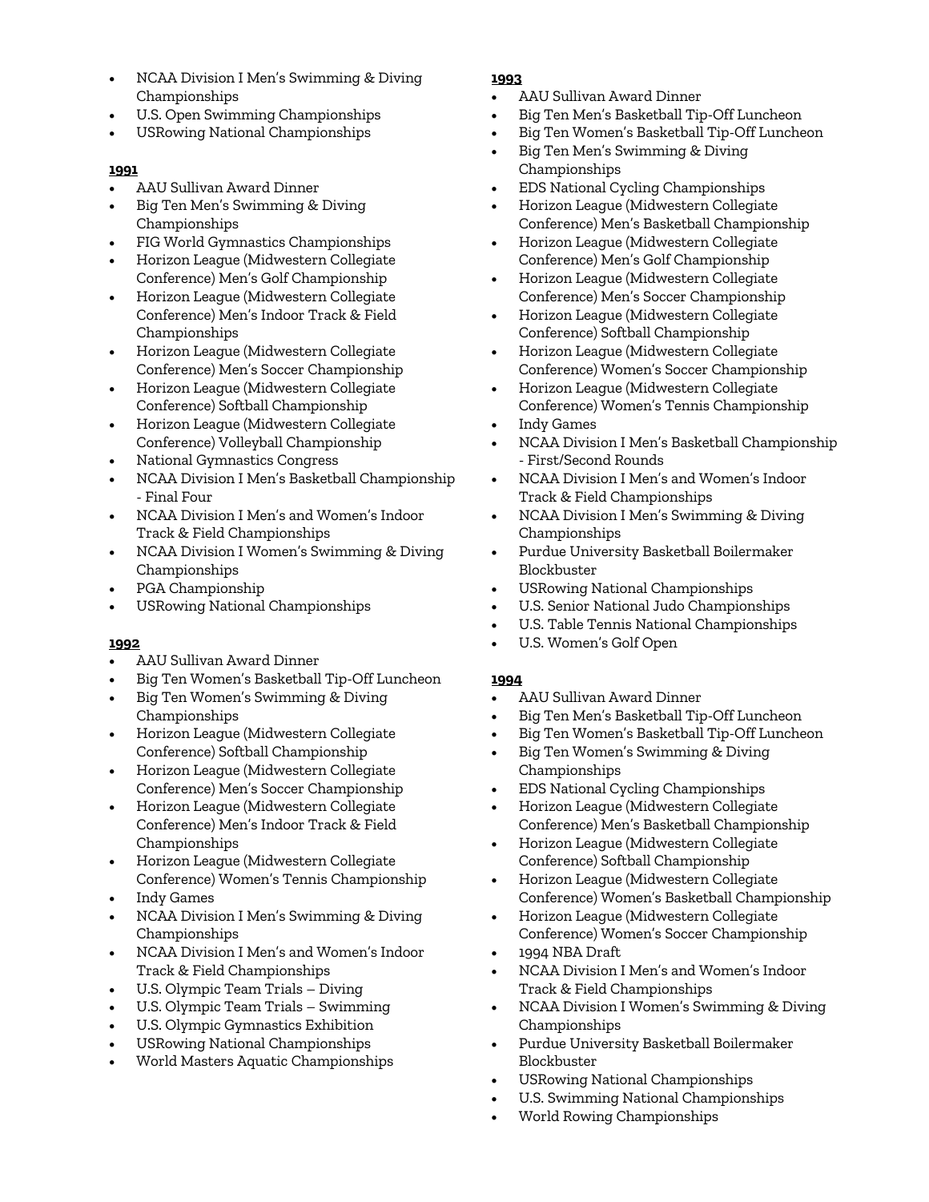- NCAA Division I Men's Swimming & Diving Championships
- U.S. Open Swimming Championships
- USRowing National Championships

**1991**

- AAU Sullivan Award Dinner
- Big Ten Men's Swimming & Diving Championships
- FIG World Gymnastics Championships
- Horizon League (Midwestern Collegiate Conference) Men's Golf Championship
- Horizon League (Midwestern Collegiate Conference) Men's Indoor Track & Field Championships
- Horizon League (Midwestern Collegiate Conference) Men's Soccer Championship
- Horizon League (Midwestern Collegiate Conference) Softball Championship
- Horizon League (Midwestern Collegiate Conference) Volleyball Championship
- National Gymnastics Congress
- NCAA Division I Men's Basketball Championship - Final Four
- NCAA Division I Men's and Women's Indoor Track & Field Championships
- NCAA Division I Women's Swimming & Diving Championships
- PGA Championship
- USRowing National Championships

**1992**

- AAU Sullivan Award Dinner
- Big Ten Women's Basketball Tip-Off Luncheon
- Big Ten Women's Swimming & Diving Championships
- Horizon League (Midwestern Collegiate Conference) Softball Championship
- Horizon League (Midwestern Collegiate Conference) Men's Soccer Championship
- Horizon League (Midwestern Collegiate Conference) Men's Indoor Track & Field Championships
- Horizon League (Midwestern Collegiate Conference) Women's Tennis Championship
- Indy Games
- NCAA Division I Men's Swimming & Diving Championships
- NCAA Division I Men's and Women's Indoor Track & Field Championships
- U.S. Olympic Team Trials – Diving
- U.S. Olympic Team Trials – Swimming
- U.S. Olympic Gymnastics Exhibition
- USRowing National Championships
- World Masters Aquatic Championships

**1993**

- AAU Sullivan Award Dinner
- Big Ten Men's Basketball Tip-Off Luncheon
- Big Ten Women's Basketball Tip-Off Luncheon
- Big Ten Men's Swimming & Diving Championships
- EDS National Cycling Championships
- Horizon League (Midwestern Collegiate Conference) Men's Basketball Championship
- Horizon League (Midwestern Collegiate Conference) Men's Golf Championship
- Horizon League (Midwestern Collegiate Conference) Men's Soccer Championship
- Horizon League (Midwestern Collegiate Conference) Softball Championship
- Horizon League (Midwestern Collegiate Conference) Women's Soccer Championship
- Horizon League (Midwestern Collegiate Conference) Women's Tennis Championship
- Indy Games
- NCAA Division I Men's Basketball Championship - First/Second Rounds
- NCAA Division I Men's and Women's Indoor Track & Field Championships
- NCAA Division I Men's Swimming & Diving Championships
- Purdue University Basketball Boilermaker Blockbuster
- USRowing National Championships
- U.S. Senior National Judo Championships
- U.S. Table Tennis National Championships
- U.S. Women's Golf Open

**1994**

- AAU Sullivan Award Dinner
- Big Ten Men's Basketball Tip-Off Luncheon
- Big Ten Women's Basketball Tip-Off Luncheon
- Big Ten Women's Swimming & Diving Championships
- EDS National Cycling Championships
- Horizon League (Midwestern Collegiate Conference) Men's Basketball Championship
- Horizon League (Midwestern Collegiate Conference) Softball Championship
- Horizon League (Midwestern Collegiate Conference) Women's Basketball Championship
- Horizon League (Midwestern Collegiate Conference) Women's Soccer Championship
- 1994 NBA Draft
- NCAA Division I Men's and Women's Indoor Track & Field Championships
- NCAA Division I Women's Swimming & Diving Championships
- Purdue University Basketball Boilermaker Blockbuster
- USRowing National Championships
- U.S. Swimming National Championships
- World Rowing Championships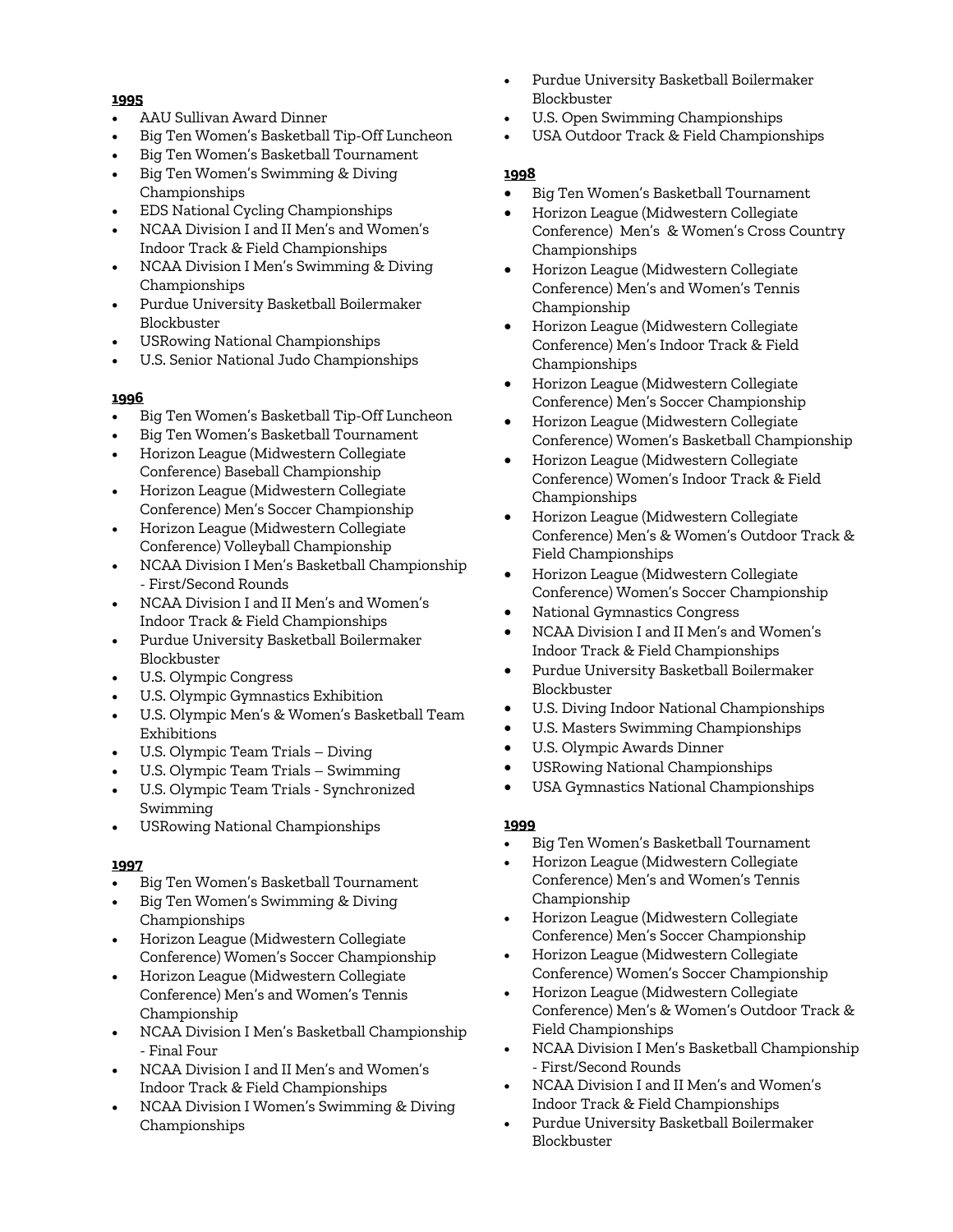**1995**

- AAU Sullivan Award Dinner
- Big Ten Women's Basketball Tip-Off Luncheon
- Big Ten Women's Basketball Tournament
- Big Ten Women's Swimming & Diving Championships
- EDS National Cycling Championships
- NCAA Division I and II Men's and Women's Indoor Track & Field Championships
- NCAA Division I Men's Swimming & Diving Championships
- Purdue University Basketball Boilermaker Blockbuster
- USRowing National Championships
- U.S. Senior National Judo Championships

**1996**

- Big Ten Women's Basketball Tip-Off Luncheon
- Big Ten Women's Basketball Tournament
- Horizon League (Midwestern Collegiate Conference) Baseball Championship
- Horizon League (Midwestern Collegiate Conference) Men's Soccer Championship
- Horizon League (Midwestern Collegiate Conference) Volleyball Championship
- NCAA Division I Men's Basketball Championship - First/Second Rounds
- NCAA Division I and II Men's and Women's Indoor Track & Field Championships
- Purdue University Basketball Boilermaker Blockbuster
- U.S. Olympic Congress
- U.S. Olympic Gymnastics Exhibition
- U.S. Olympic Men's & Women's Basketball Team Exhibitions
- U.S. Olympic Team Trials – Diving
- U.S. Olympic Team Trials – Swimming
- U.S. Olympic Team Trials - Synchronized Swimming
- USRowing National Championships

**1997**

- Big Ten Women's Basketball Tournament
- Big Ten Women's Swimming & Diving Championships
- Horizon League (Midwestern Collegiate Conference) Women's Soccer Championship
- Horizon League (Midwestern Collegiate Conference) Men's and Women's Tennis Championship
- NCAA Division I Men's Basketball Championship - Final Four
- NCAA Division I and II Men's and Women's Indoor Track & Field Championships
- NCAA Division I Women's Swimming & Diving Championships
- Purdue University Basketball Boilermaker Blockbuster
- U.S. Open Swimming Championships
- USA Outdoor Track & Field Championships

**1998**

- Big Ten Women's Basketball Tournament
- Horizon League (Midwestern Collegiate Conference) Men's & Women's Cross Country Championships
- Horizon League (Midwestern Collegiate Conference) Men's and Women's Tennis Championship
- Horizon League (Midwestern Collegiate Conference) Men's Indoor Track & Field Championships
- Horizon League (Midwestern Collegiate Conference) Men's Soccer Championship
- Horizon League (Midwestern Collegiate Conference) Women's Basketball Championship
- Horizon League (Midwestern Collegiate Conference) Women's Indoor Track & Field Championships
- Horizon League (Midwestern Collegiate Conference) Men's & Women's Outdoor Track & Field Championships
- Horizon League (Midwestern Collegiate Conference) Women's Soccer Championship
- National Gymnastics Congress
- NCAA Division I and II Men's and Women's Indoor Track & Field Championships
- Purdue University Basketball Boilermaker Blockbuster
- U.S. Diving Indoor National Championships
- U.S. Masters Swimming Championships
- U.S. Olympic Awards Dinner
- USRowing National Championships
- USA Gymnastics National Championships

**1999**

- Big Ten Women's Basketball Tournament
- Horizon League (Midwestern Collegiate Conference) Men's and Women's Tennis Championship
- Horizon League (Midwestern Collegiate Conference) Men's Soccer Championship
- Horizon League (Midwestern Collegiate Conference) Women's Soccer Championship
- Horizon League (Midwestern Collegiate Conference) Men's & Women's Outdoor Track & Field Championships
- NCAA Division I Men's Basketball Championship - First/Second Rounds
- NCAA Division I and II Men's and Women's Indoor Track & Field Championships
- Purdue University Basketball Boilermaker Blockbuster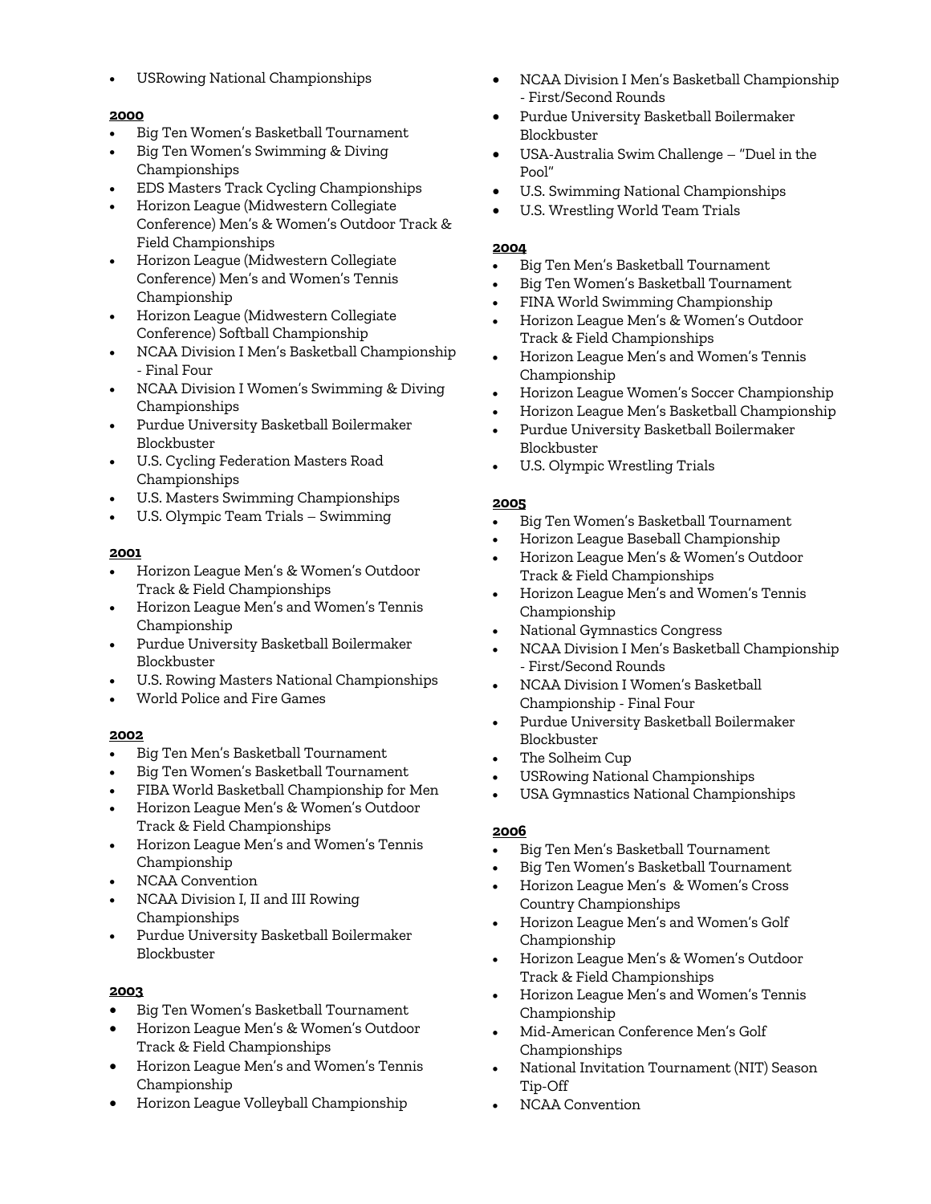- USRowing National Championships

**2000**

- Big Ten Women's Basketball Tournament
- Big Ten Women's Swimming & Diving Championships
- EDS Masters Track Cycling Championships
- Horizon League (Midwestern Collegiate Conference) Men's & Women's Outdoor Track & Field Championships
- Horizon League (Midwestern Collegiate Conference) Men's and Women's Tennis Championship
- Horizon League (Midwestern Collegiate Conference) Softball Championship
- NCAA Division I Men's Basketball Championship - Final Four
- NCAA Division I Women's Swimming & Diving Championships
- Purdue University Basketball Boilermaker Blockbuster
- U.S. Cycling Federation Masters Road Championships
- U.S. Masters Swimming Championships
- U.S. Olympic Team Trials – Swimming

**2001**

- Horizon League Men's & Women's Outdoor Track & Field Championships
- Horizon League Men's and Women's Tennis Championship
- Purdue University Basketball Boilermaker Blockbuster
- U.S. Rowing Masters National Championships
- World Police and Fire Games

**2002**

- Big Ten Men's Basketball Tournament
- Big Ten Women's Basketball Tournament
- FIBA World Basketball Championship for Men
- Horizon League Men's & Women's Outdoor Track & Field Championships
- Horizon League Men's and Women's Tennis Championship
- NCAA Convention
- NCAA Division I, II and III Rowing Championships
- Purdue University Basketball Boilermaker Blockbuster

**2003**

- Big Ten Women's Basketball Tournament
- Horizon League Men's & Women's Outdoor Track & Field Championships
- Horizon League Men's and Women's Tennis Championship
- Horizon League Volleyball Championship
- NCAA Division I Men's Basketball Championship - First/Second Rounds
- Purdue University Basketball Boilermaker Blockbuster
- USA-Australia Swim Challenge – "Duel in the Pool"
- U.S. Swimming National Championships
- U.S. Wrestling World Team Trials

**2004**

- Big Ten Men's Basketball Tournament
- Big Ten Women's Basketball Tournament
- FINA World Swimming Championship
- Horizon League Men's & Women's Outdoor Track & Field Championships
- Horizon League Men's and Women's Tennis Championship
- Horizon League Women's Soccer Championship
- Horizon League Men's Basketball Championship
- Purdue University Basketball Boilermaker Blockbuster
- U.S. Olympic Wrestling Trials

**2005**

- Big Ten Women's Basketball Tournament
- Horizon League Baseball Championship
- Horizon League Men's & Women's Outdoor Track & Field Championships
- Horizon League Men's and Women's Tennis Championship
- National Gymnastics Congress
- NCAA Division I Men's Basketball Championship - First/Second Rounds
- NCAA Division I Women's Basketball Championship - Final Four
- Purdue University Basketball Boilermaker Blockbuster
- The Solheim Cup
- USRowing National Championships
- USA Gymnastics National Championships

**2006**

- Big Ten Men's Basketball Tournament
- Big Ten Women's Basketball Tournament
- Horizon League Men's & Women's Cross Country Championships
- Horizon League Men's and Women's Golf Championship
- Horizon League Men's & Women's Outdoor Track & Field Championships
- Horizon League Men's and Women's Tennis Championship
- Mid-American Conference Men's Golf Championships
- National Invitation Tournament (NIT) Season Tip-Off
- NCAA Convention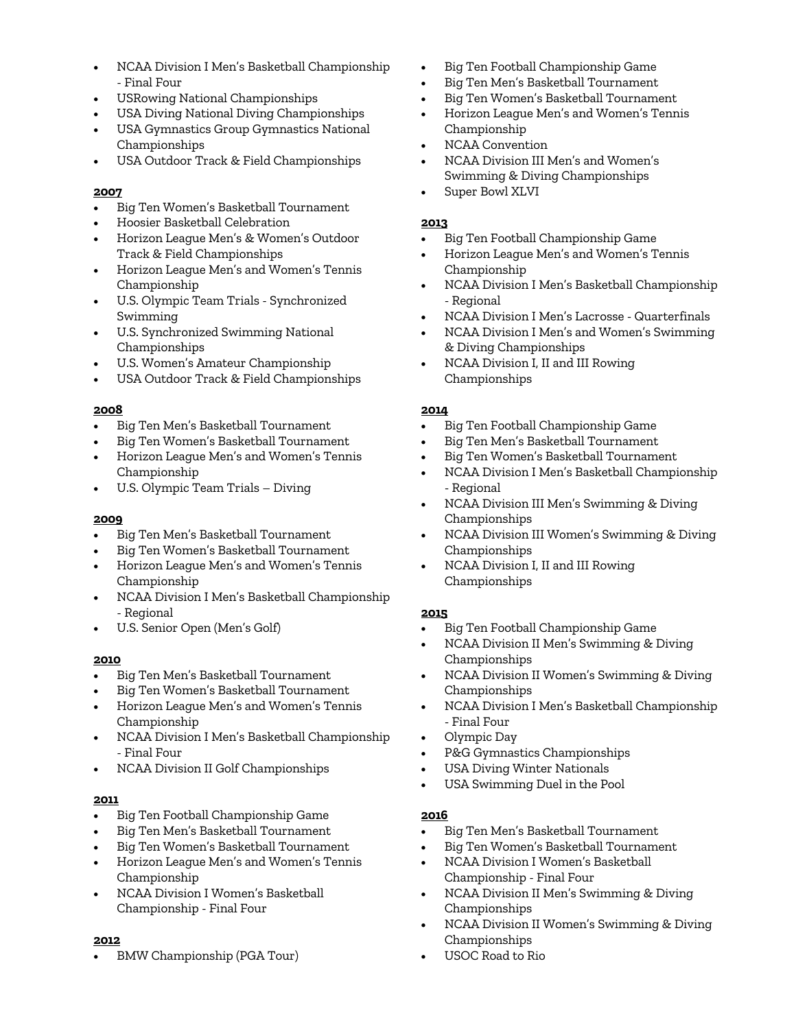- NCAA Division I Men's Basketball Championship - Final Four
- USRowing National Championships
- USA Diving National Diving Championships
- USA Gymnastics Group Gymnastics National Championships
- USA Outdoor Track & Field Championships

**2007**

- Big Ten Women's Basketball Tournament
- Hoosier Basketball Celebration
- Horizon League Men's & Women's Outdoor Track & Field Championships
- Horizon League Men's and Women's Tennis Championship
- U.S. Olympic Team Trials - Synchronized Swimming
- U.S. Synchronized Swimming National Championships
- U.S. Women's Amateur Championship
- USA Outdoor Track & Field Championships

**2008**

- Big Ten Men's Basketball Tournament
- Big Ten Women's Basketball Tournament
- Horizon League Men's and Women's Tennis Championship
- U.S. Olympic Team Trials – Diving

**2009**

- Big Ten Men's Basketball Tournament
- Big Ten Women's Basketball Tournament
- Horizon League Men's and Women's Tennis Championship
- NCAA Division I Men's Basketball Championship - Regional
- U.S. Senior Open (Men's Golf)

**2010**

- Big Ten Men's Basketball Tournament
- Big Ten Women's Basketball Tournament
- Horizon League Men's and Women's Tennis Championship
- NCAA Division I Men's Basketball Championship - Final Four
- NCAA Division II Golf Championships

**2011**

- Big Ten Football Championship Game
- Big Ten Men's Basketball Tournament
- Big Ten Women's Basketball Tournament
- Horizon League Men's and Women's Tennis Championship
- NCAA Division I Women's Basketball Championship - Final Four

**2012**

- BMW Championship (PGA Tour)
- Big Ten Football Championship Game
- Big Ten Men's Basketball Tournament
- Big Ten Women's Basketball Tournament
- Horizon League Men's and Women's Tennis Championship
- NCAA Convention
- NCAA Division III Men's and Women's Swimming & Diving Championships
- Super Bowl XLVI

**2013**

- Big Ten Football Championship Game
- Horizon League Men's and Women's Tennis Championship
- NCAA Division I Men's Basketball Championship - Regional
- NCAA Division I Men's Lacrosse - Quarterfinals
- NCAA Division I Men's and Women's Swimming & Diving Championships
- NCAA Division I, II and III Rowing Championships

**2014**

- Big Ten Football Championship Game
- Big Ten Men's Basketball Tournament
- Big Ten Women's Basketball Tournament
- NCAA Division I Men's Basketball Championship - Regional
- NCAA Division III Men's Swimming & Diving Championships
- NCAA Division III Women's Swimming & Diving Championships
- NCAA Division I, II and III Rowing Championships

**2015**

- Big Ten Football Championship Game
- NCAA Division II Men's Swimming & Diving Championships
- NCAA Division II Women's Swimming & Diving Championships
- NCAA Division I Men's Basketball Championship - Final Four
- Olympic Day
- P&G Gymnastics Championships
- USA Diving Winter Nationals
- USA Swimming Duel in the Pool

**2016**

- Big Ten Men's Basketball Tournament
- Big Ten Women's Basketball Tournament
- NCAA Division I Women's Basketball Championship - Final Four
- NCAA Division II Men's Swimming & Diving Championships
- NCAA Division II Women's Swimming & Diving Championships
- USOC Road to Rio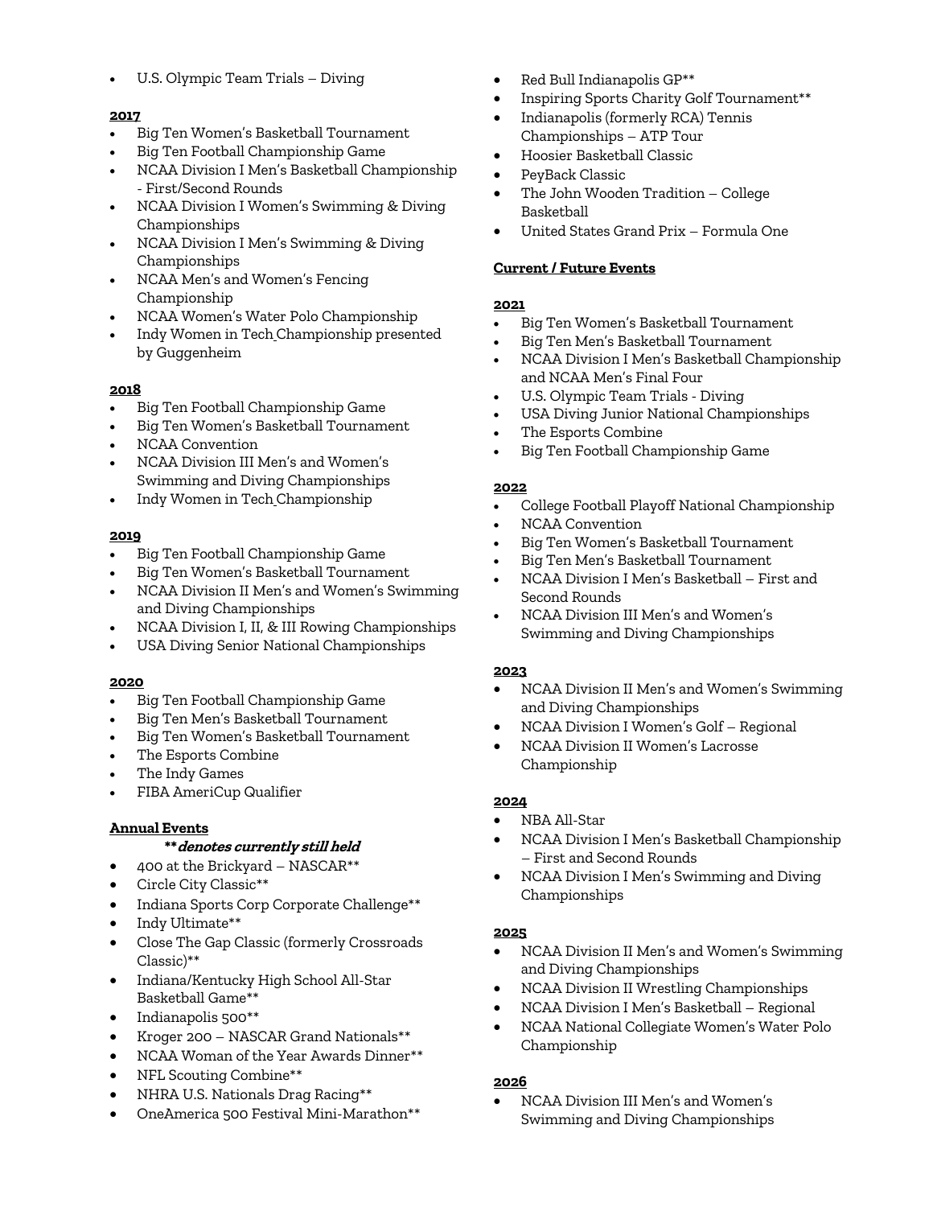- U.S. Olympic Team Trials – Diving

**2017**

- Big Ten Women's Basketball Tournament
- Big Ten Football Championship Game
- NCAA Division I Men's Basketball Championship - First/Second Rounds
- NCAA Division I Women's Swimming & Diving Championships
- NCAA Division I Men's Swimming & Diving Championships
- NCAA Men's and Women's Fencing Championship
- NCAA Women's Water Polo Championship
- Indy Women in Tech Championship presented by Guggenheim

**2018**

- Big Ten Football Championship Game
- Big Ten Women's Basketball Tournament
- NCAA Convention
- NCAA Division III Men's and Women's Swimming and Diving Championships
- Indy Women in Tech Championship

**2019**

- Big Ten Football Championship Game
- Big Ten Women's Basketball Tournament
- NCAA Division II Men's and Women's Swimming and Diving Championships
- NCAA Division I, II, & III Rowing Championships
- USA Diving Senior National Championships

**2020**

- Big Ten Football Championship Game
- Big Ten Men's Basketball Tournament
- Big Ten Women's Basketball Tournament
- The Esports Combine
- The Indy Games
- FIBA AmeriCup Qualifier

**Annual Events**

***\*\*denotes currently still held***

- 400 at the Brickyard – NASCAR**
- Circle City Classic**
- Indiana Sports Corp Corporate Challenge**
- Indy Ultimate**
- Close The Gap Classic (formerly Crossroads Classic)**
- Indiana/Kentucky High School All-Star Basketball Game**
- Indianapolis 500**
- Kroger 200 – NASCAR Grand Nationals**
- NCAA Woman of the Year Awards Dinner**
- NFL Scouting Combine**
- NHRA U.S. Nationals Drag Racing**
- OneAmerica 500 Festival Mini-Marathon**
- Red Bull Indianapolis GP**
- Inspiring Sports Charity Golf Tournament**
- Indianapolis (formerly RCA) Tennis Championships – ATP Tour
- Hoosier Basketball Classic
- PeyBack Classic
- The John Wooden Tradition – College Basketball
- United States Grand Prix – Formula One

**Current / Future Events**

**2021**

- Big Ten Women's Basketball Tournament
- Big Ten Men's Basketball Tournament
- NCAA Division I Men's Basketball Championship and NCAA Men's Final Four
- U.S. Olympic Team Trials - Diving
- USA Diving Junior National Championships
- The Esports Combine
- Big Ten Football Championship Game

**2022**

- College Football Playoff National Championship
- NCAA Convention
- Big Ten Women's Basketball Tournament
- Big Ten Men's Basketball Tournament
- NCAA Division I Men's Basketball – First and Second Rounds
- NCAA Division III Men's and Women's Swimming and Diving Championships

**2023**

- NCAA Division II Men's and Women's Swimming and Diving Championships
- NCAA Division I Women's Golf – Regional
- NCAA Division II Women's Lacrosse Championship

**2024**

- NBA All-Star
- NCAA Division I Men's Basketball Championship – First and Second Rounds
- NCAA Division I Men's Swimming and Diving Championships

**2025**

- NCAA Division II Men's and Women's Swimming and Diving Championships
- NCAA Division II Wrestling Championships
- NCAA Division I Men's Basketball – Regional
- NCAA National Collegiate Women's Water Polo Championship

**2026**

- NCAA Division III Men's and Women's Swimming and Diving Championships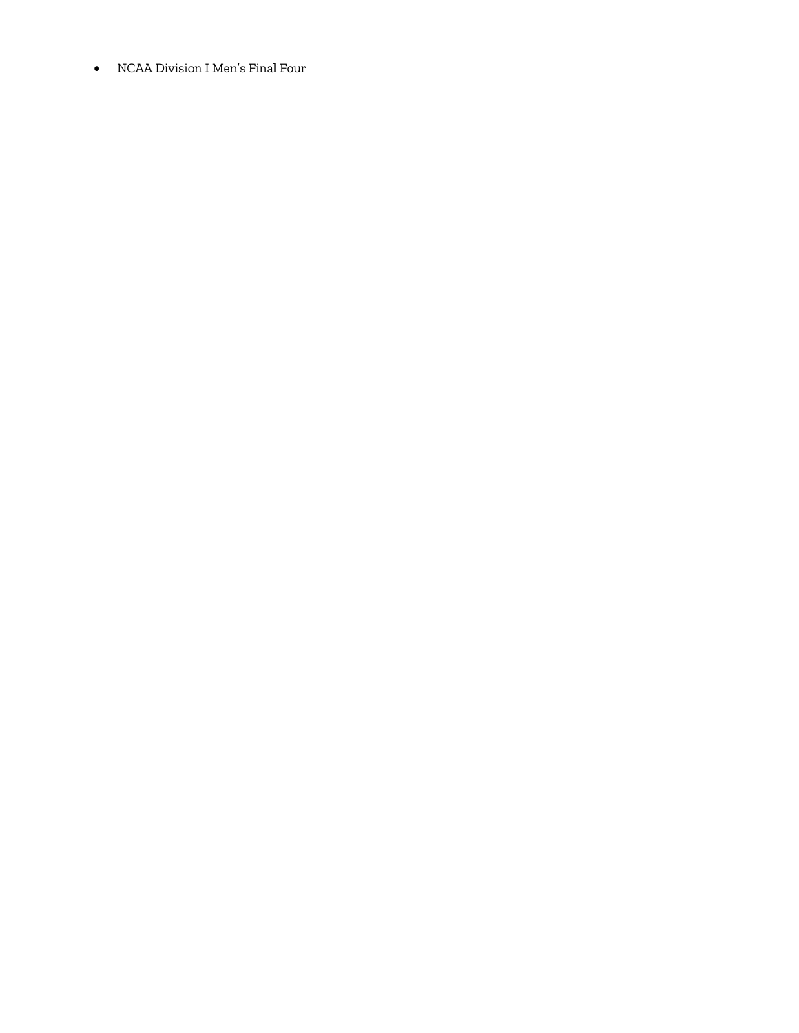- NCAA Division I Men's Final Four